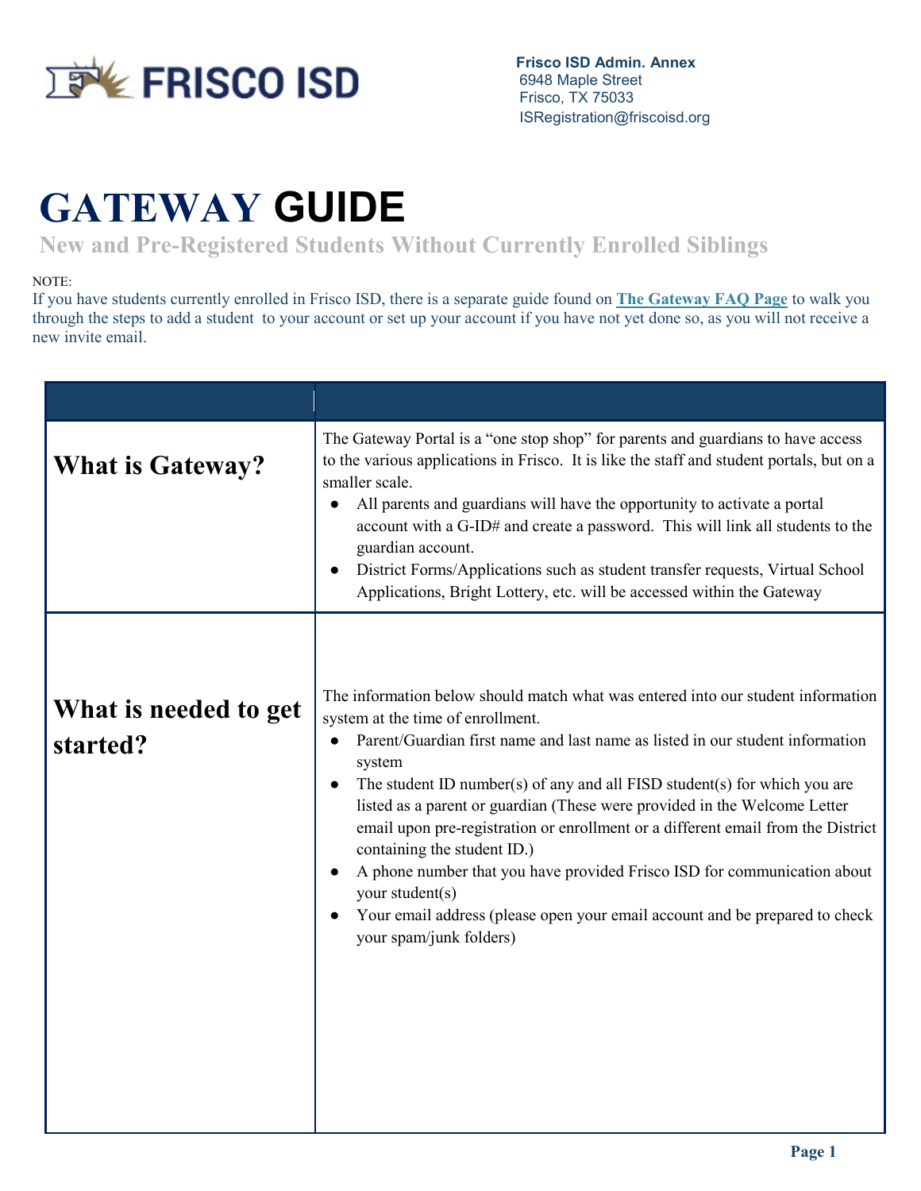FRISCO ISD

**Frisco ISD Admin. Annex**
6948 Maple Street
Frisco, TX 75033
ISRegistration@friscoisd.org

# GATEWAY GUIDE

## New and Pre-Registered Students Without Currently Enrolled Siblings

NOTE:
If you have students currently enrolled in Frisco ISD, there is a separate guide found on **The Gateway FAQ Page** to walk you through the steps to add a student to your account or set up your account if you have not yet done so, as you will not receive a new invite email.

| | |
|---|---|
| **What is Gateway?** | The Gateway Portal is a "one stop shop" for parents and guardians to have access to the various applications in Frisco. It is like the staff and student portals, but on a smaller scale.<br>• All parents and guardians will have the opportunity to activate a portal account with a G-ID# and create a password. This will link all students to the guardian account.<br>• District Forms/Applications such as student transfer requests, Virtual School Applications, Bright Lottery, etc. will be accessed within the Gateway |
| **What is needed to get started?** | The information below should match what was entered into our student information system at the time of enrollment.<br>• Parent/Guardian first name and last name as listed in our student information system<br>• The student ID number(s) of any and all FISD student(s) for which you are listed as a parent or guardian (These were provided in the Welcome Letter email upon pre-registration or enrollment or a different email from the District containing the student ID.)<br>• A phone number that you have provided Frisco ISD for communication about your student(s)<br>• Your email address (please open your email account and be prepared to check your spam/junk folders) |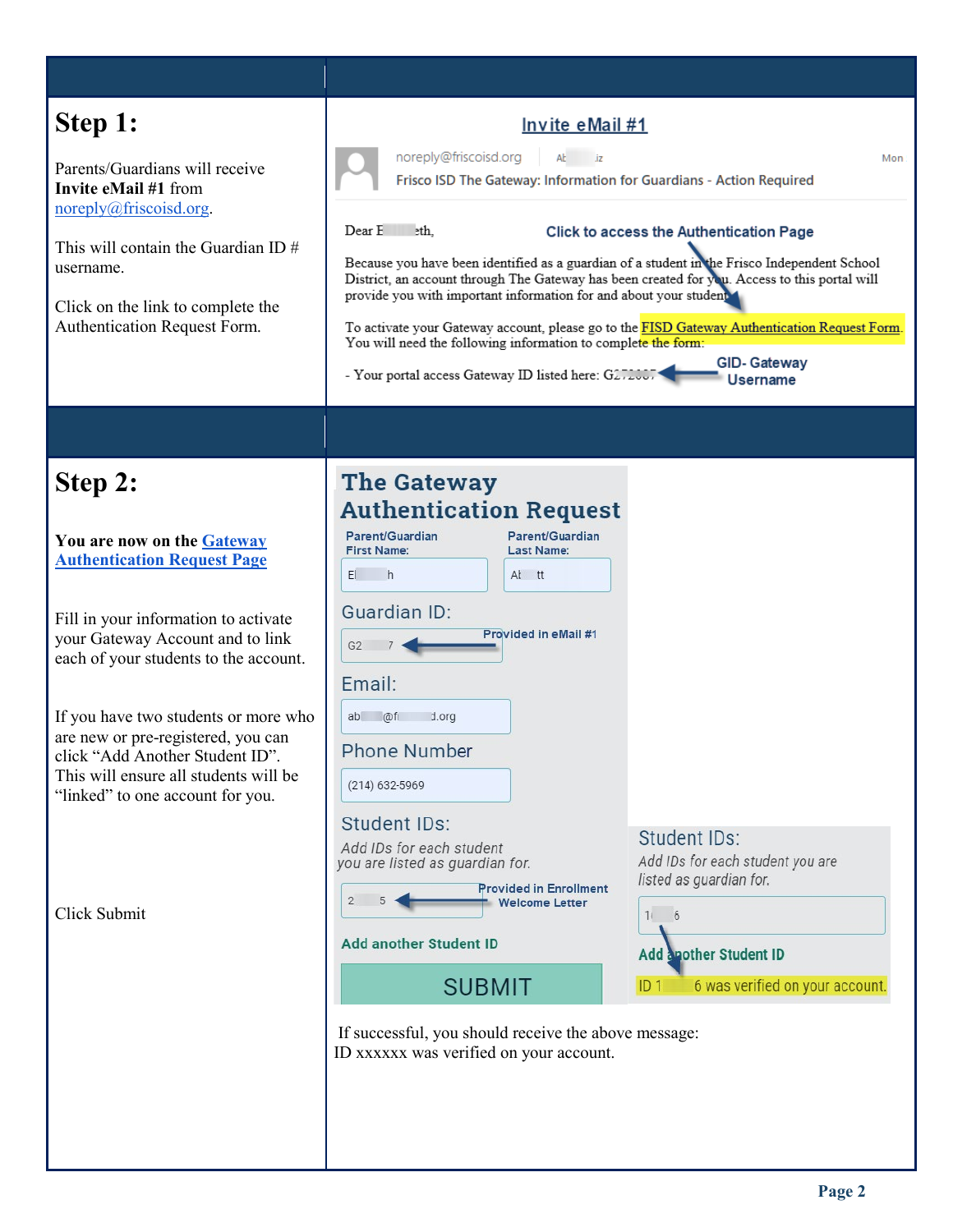| | |
|---|---|
| **Step 1:**<br><br>Parents/Guardians will receive **Invite eMail #1** from noreply@friscoisd.org.<br><br>This will contain the Guardian ID # username.<br><br>Click on the link to complete the Authentication Request Form. | **Invite eMail #1**<br><br>noreply@friscoisd.org — Mon<br>Frisco ISD The Gateway: Information for Guardians - Action Required<br><br>Dear E eth,<br><br>*Click to access the Authentication Page*<br><br>Because you have been identified as a guardian of a student in the Frisco Independent School District, an account through The Gateway has been created for you. Access to this portal will provide you with important information for and about your student.<br><br>To activate your Gateway account, please go to the FISD Gateway Authentication Request Form. You will need the following information to complete the form:<br><br>- Your portal access Gateway ID listed here: G2<br><br>*GID- Gateway Username* |
| **Step 2:**<br><br>**You are now on the Gateway Authentication Request Page**<br><br>Fill in your information to activate your Gateway Account and to link each of your students to the account.<br><br>If you have two students or more who are new or pre-registered, you can click "Add Another Student ID". This will ensure all students will be "linked" to one account for you.<br><br>Click Submit | **The Gateway Authentication Request**<br><br>Parent/Guardian First Name: El h<br>Parent/Guardian Last Name: Ab tt<br><br>Guardian ID: G2 7 — *Provided in eMail #1*<br><br>Email: ab @f d.org<br><br>Phone Number: (214) 632-5969<br><br>Student IDs:<br>*Add IDs for each student you are listed as guardian for.*<br>2 5 — *Provided in Enrollment Welcome Letter*<br><br>Add another Student ID<br><br>SUBMIT<br><br>Student IDs:<br>*Add IDs for each student you are listed as guardian for.*<br>1 6<br>Add another Student ID<br>ID 1 6 was verified on your account.<br><br>If successful, you should receive the above message:<br>ID xxxxxx was verified on your account. |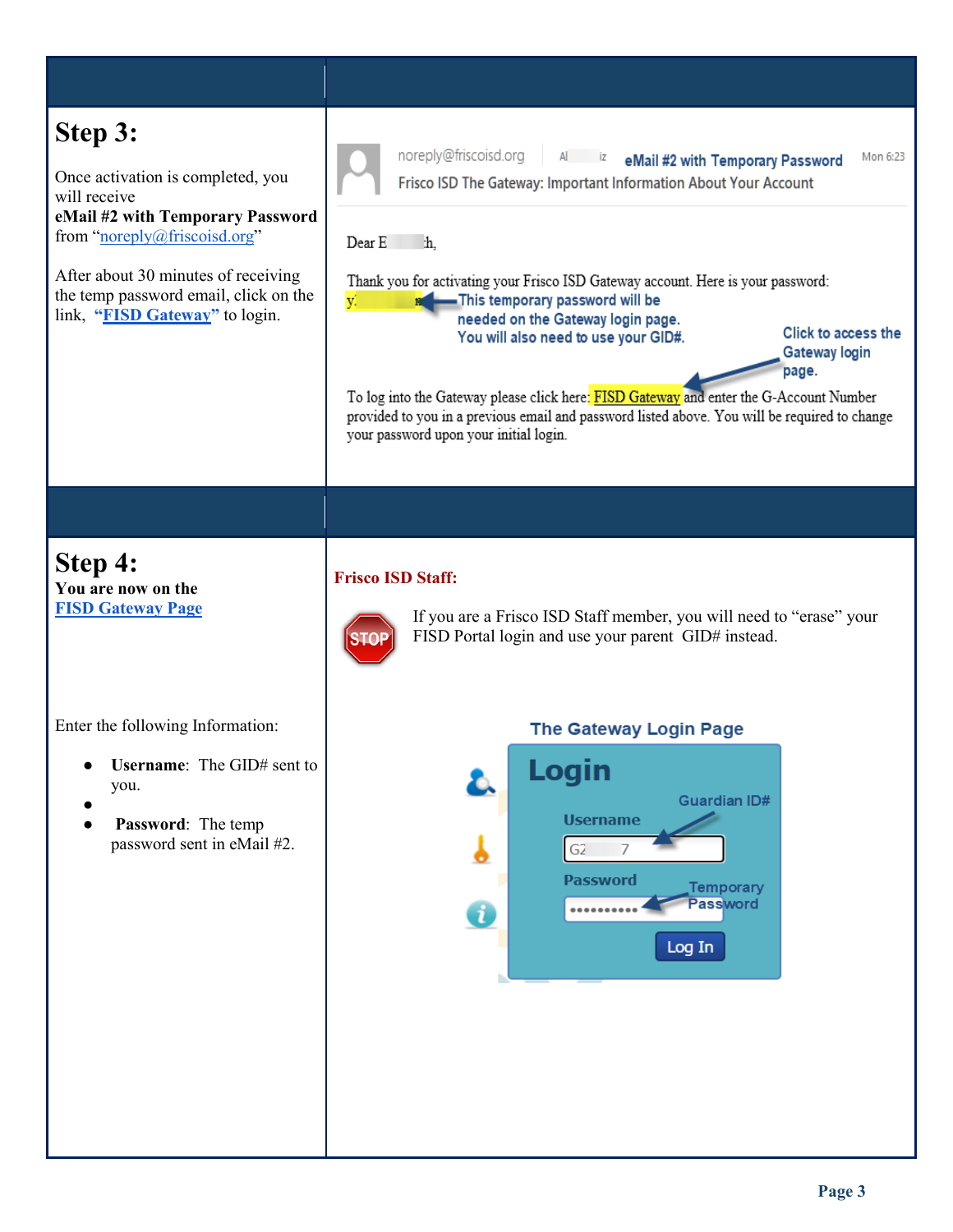## Step 3:

Once activation is completed, you will receive **eMail #2 with Temporary Password** from "noreply@friscoisd.org"

After about 30 minutes of receiving the temp password email, click on the link, **"FISD Gateway"** to login.

noreply@friscoisd.org | Al iz | **eMail #2 with Temporary Password** | Mon 6:23

Frisco ISD The Gateway: Important Information About Your Account

Dear E h,

Thank you for activating your Frisco ISD Gateway account. Here is your password: y. n ← This temporary password will be needed on the Gateway login page. You will also need to use your GID#.

Click to access the Gateway login page.

To log into the Gateway please click here: FISD Gateway and enter the G-Account Number provided to you in a previous email and password listed above. You will be required to change your password upon your initial login.

## Step 4:

**You are now on the FISD Gateway Page**

**Frisco ISD Staff:**

STOP If you are a Frisco ISD Staff member, you will need to "erase" your FISD Portal login and use your parent GID# instead.

Enter the following Information:

- **Username**: The GID# sent to you.
- **Password**: The temp password sent in eMail #2.

**The Gateway Login Page**

**Login**

Username — Guardian ID#

G2 7

Password — Temporary Password

••••••••••

Log In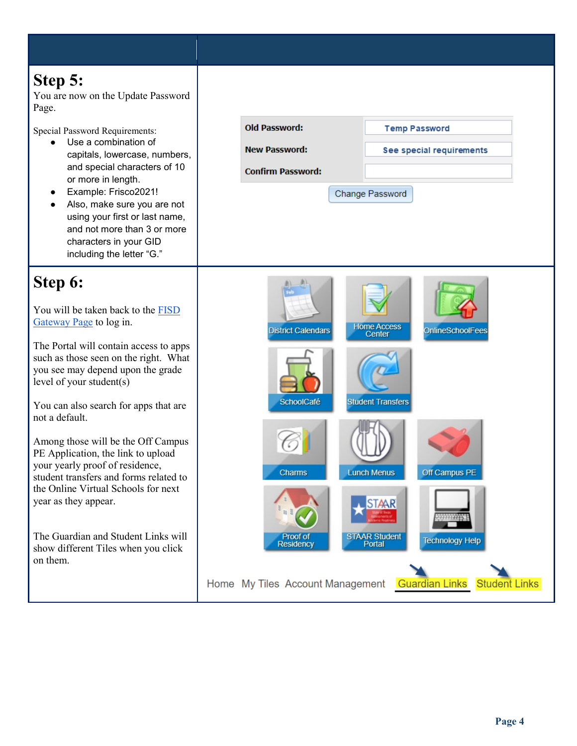## Step 5:

You are now on the Update Password Page.

Special Password Requirements:

- Use a combination of capitals, lowercase, numbers, and special characters of 10 or more in length.
- Example: Frisco2021!
- Also, make sure you are not using your first or last name, and not more than 3 or more characters in your GID including the letter "G."

| | |
|---|---|
| Old Password: | Temp Password |
| New Password: | See special requirements |
| Confirm Password: | |

Change Password

## Step 6:

You will be taken back to the FISD Gateway Page to log in.

The Portal will contain access to apps such as those seen on the right. What you see may depend upon the grade level of your student(s)

You can also search for apps that are not a default.

Among those will be the Off Campus PE Application, the link to upload your yearly proof of residence, student transfers and forms related to the Online Virtual Schools for next year as they appear.

The Guardian and Student Links will show different Tiles when you click on them.

District Calendars
Home Access Center
OnlineSchoolFees
SchoolCafé
Student Transfers
Charms
Lunch Menus
Off Campus PE
Proof of Residency
STAAR Student Portal
Technology Help

Home My Tiles Account Management Guardian Links Student Links